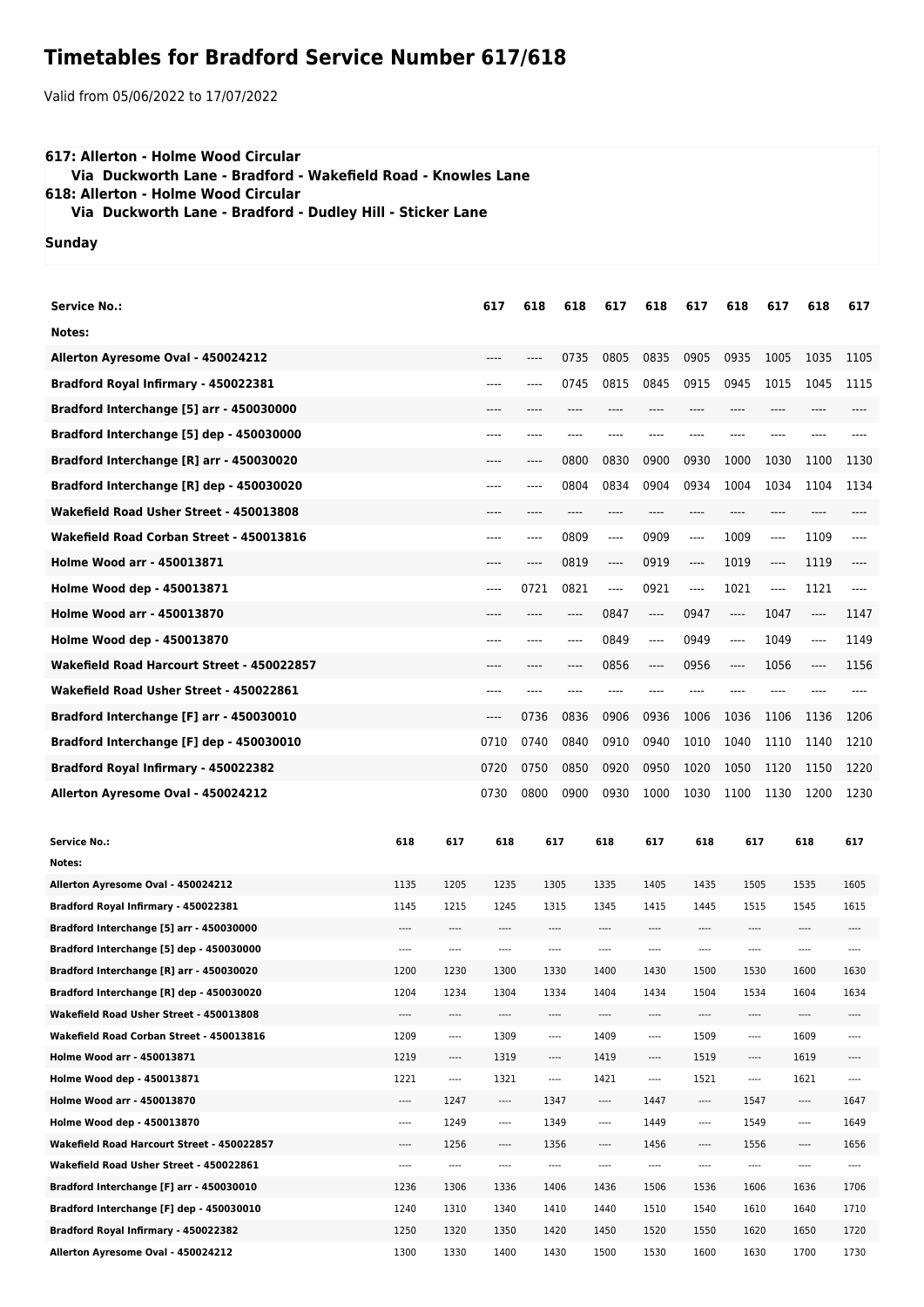# Timetables for Bradford Service Number 617/618

Valid from 05/06/2022 to 17/07/2022

**617: Allerton - Holme Wood Circular**
**Via Duckworth Lane - Bradford - Wakefield Road - Knowles Lane**
**618: Allerton - Holme Wood Circular**
**Via Duckworth Lane - Bradford - Dudley Hill - Sticker Lane**

**Sunday**

| Service No.: | 617 | 618 | 618 | 617 | 618 | 617 | 618 | 617 | 618 | 617 |
|---|---|---|---|---|---|---|---|---|---|---|
| Notes: | | | | | | | | | | |
| Allerton Ayresome Oval - 450024212 | ---- | ---- | 0735 | 0805 | 0835 | 0905 | 0935 | 1005 | 1035 | 1105 |
| Bradford Royal Infirmary - 450022381 | ---- | ---- | 0745 | 0815 | 0845 | 0915 | 0945 | 1015 | 1045 | 1115 |
| Bradford Interchange [5] arr - 450030000 | ---- | ---- | ---- | ---- | ---- | ---- | ---- | ---- | ---- | ---- |
| Bradford Interchange [5] dep - 450030000 | ---- | ---- | ---- | ---- | ---- | ---- | ---- | ---- | ---- | ---- |
| Bradford Interchange [R] arr - 450030020 | ---- | ---- | 0800 | 0830 | 0900 | 0930 | 1000 | 1030 | 1100 | 1130 |
| Bradford Interchange [R] dep - 450030020 | ---- | ---- | 0804 | 0834 | 0904 | 0934 | 1004 | 1034 | 1104 | 1134 |
| Wakefield Road Usher Street - 450013808 | ---- | ---- | ---- | ---- | ---- | ---- | ---- | ---- | ---- | ---- |
| Wakefield Road Corban Street - 450013816 | ---- | ---- | 0809 | ---- | 0909 | ---- | 1009 | ---- | 1109 | ---- |
| Holme Wood arr - 450013871 | ---- | ---- | 0819 | ---- | 0919 | ---- | 1019 | ---- | 1119 | ---- |
| Holme Wood dep - 450013871 | ---- | 0721 | 0821 | ---- | 0921 | ---- | 1021 | ---- | 1121 | ---- |
| Holme Wood arr - 450013870 | ---- | ---- | ---- | 0847 | ---- | 0947 | ---- | 1047 | ---- | 1147 |
| Holme Wood dep - 450013870 | ---- | ---- | ---- | 0849 | ---- | 0949 | ---- | 1049 | ---- | 1149 |
| Wakefield Road Harcourt Street - 450022857 | ---- | ---- | ---- | 0856 | ---- | 0956 | ---- | 1056 | ---- | 1156 |
| Wakefield Road Usher Street - 450022861 | ---- | ---- | ---- | ---- | ---- | ---- | ---- | ---- | ---- | ---- |
| Bradford Interchange [F] arr - 450030010 | ---- | 0736 | 0836 | 0906 | 0936 | 1006 | 1036 | 1106 | 1136 | 1206 |
| Bradford Interchange [F] dep - 450030010 | 0710 | 0740 | 0840 | 0910 | 0940 | 1010 | 1040 | 1110 | 1140 | 1210 |
| Bradford Royal Infirmary - 450022382 | 0720 | 0750 | 0850 | 0920 | 0950 | 1020 | 1050 | 1120 | 1150 | 1220 |
| Allerton Ayresome Oval - 450024212 | 0730 | 0800 | 0900 | 0930 | 1000 | 1030 | 1100 | 1130 | 1200 | 1230 |

| Service No.: | 618 | 617 | 618 | 617 | 618 | 617 | 618 | 617 | 618 | 617 |
|---|---|---|---|---|---|---|---|---|---|---|
| Notes: | | | | | | | | | | |
| Allerton Ayresome Oval - 450024212 | 1135 | 1205 | 1235 | 1305 | 1335 | 1405 | 1435 | 1505 | 1535 | 1605 |
| Bradford Royal Infirmary - 450022381 | 1145 | 1215 | 1245 | 1315 | 1345 | 1415 | 1445 | 1515 | 1545 | 1615 |
| Bradford Interchange [5] arr - 450030000 | ---- | ---- | ---- | ---- | ---- | ---- | ---- | ---- | ---- | ---- |
| Bradford Interchange [5] dep - 450030000 | ---- | ---- | ---- | ---- | ---- | ---- | ---- | ---- | ---- | ---- |
| Bradford Interchange [R] arr - 450030020 | 1200 | 1230 | 1300 | 1330 | 1400 | 1430 | 1500 | 1530 | 1600 | 1630 |
| Bradford Interchange [R] dep - 450030020 | 1204 | 1234 | 1304 | 1334 | 1404 | 1434 | 1504 | 1534 | 1604 | 1634 |
| Wakefield Road Usher Street - 450013808 | ---- | ---- | ---- | ---- | ---- | ---- | ---- | ---- | ---- | ---- |
| Wakefield Road Corban Street - 450013816 | 1209 | ---- | 1309 | ---- | 1409 | ---- | 1509 | ---- | 1609 | ---- |
| Holme Wood arr - 450013871 | 1219 | ---- | 1319 | ---- | 1419 | ---- | 1519 | ---- | 1619 | ---- |
| Holme Wood dep - 450013871 | 1221 | ---- | 1321 | ---- | 1421 | ---- | 1521 | ---- | 1621 | ---- |
| Holme Wood arr - 450013870 | ---- | 1247 | ---- | 1347 | ---- | 1447 | ---- | 1547 | ---- | 1647 |
| Holme Wood dep - 450013870 | ---- | 1249 | ---- | 1349 | ---- | 1449 | ---- | 1549 | ---- | 1649 |
| Wakefield Road Harcourt Street - 450022857 | ---- | 1256 | ---- | 1356 | ---- | 1456 | ---- | 1556 | ---- | 1656 |
| Wakefield Road Usher Street - 450022861 | ---- | ---- | ---- | ---- | ---- | ---- | ---- | ---- | ---- | ---- |
| Bradford Interchange [F] arr - 450030010 | 1236 | 1306 | 1336 | 1406 | 1436 | 1506 | 1536 | 1606 | 1636 | 1706 |
| Bradford Interchange [F] dep - 450030010 | 1240 | 1310 | 1340 | 1410 | 1440 | 1510 | 1540 | 1610 | 1640 | 1710 |
| Bradford Royal Infirmary - 450022382 | 1250 | 1320 | 1350 | 1420 | 1450 | 1520 | 1550 | 1620 | 1650 | 1720 |
| Allerton Ayresome Oval - 450024212 | 1300 | 1330 | 1400 | 1430 | 1500 | 1530 | 1600 | 1630 | 1700 | 1730 |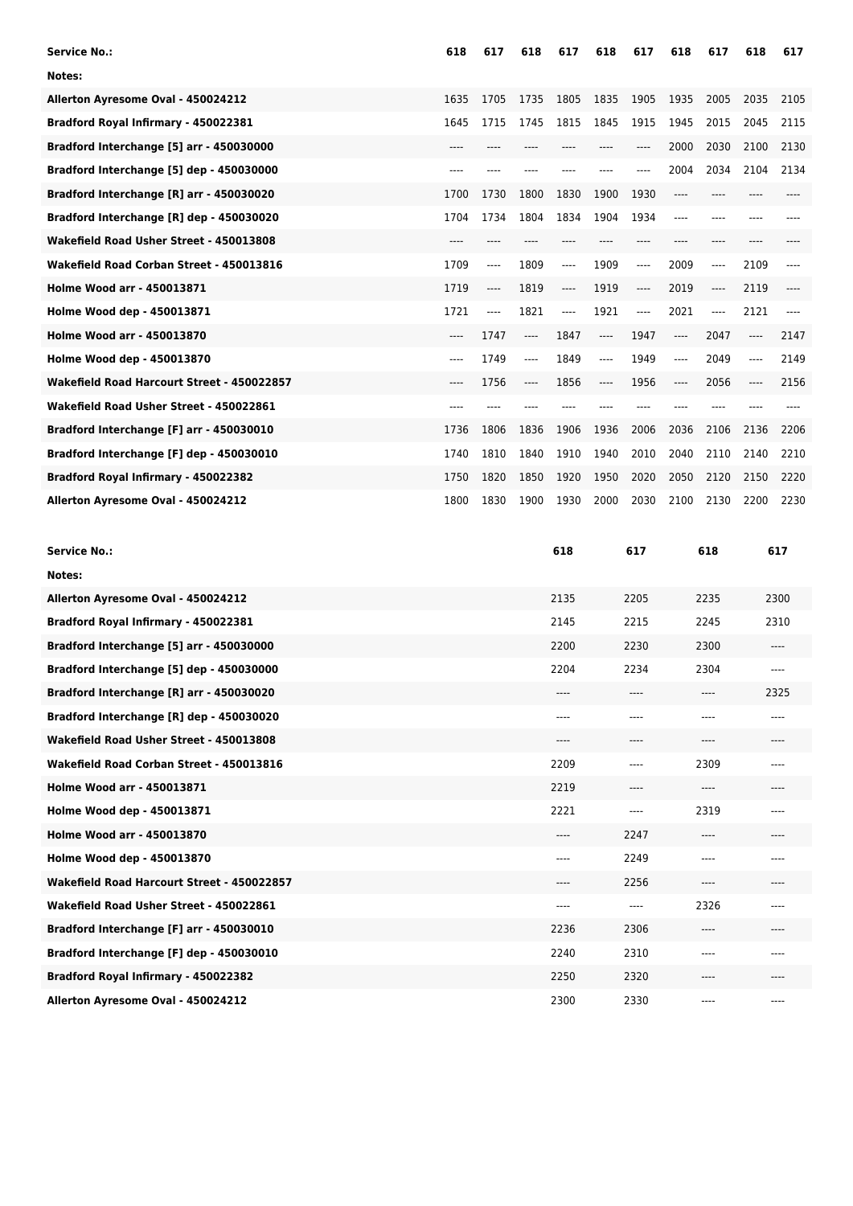| Service No.: | 618 | 617 | 618 | 617 | 618 | 617 | 618 | 617 | 618 | 617 |
|---|---|---|---|---|---|---|---|---|---|---|
| Notes: | | | | | | | | | | |
| Allerton Ayresome Oval - 450024212 | 1635 | 1705 | 1735 | 1805 | 1835 | 1905 | 1935 | 2005 | 2035 | 2105 |
| Bradford Royal Infirmary - 450022381 | 1645 | 1715 | 1745 | 1815 | 1845 | 1915 | 1945 | 2015 | 2045 | 2115 |
| Bradford Interchange [5] arr - 450030000 | ---- | ---- | ---- | ---- | ---- | ---- | 2000 | 2030 | 2100 | 2130 |
| Bradford Interchange [5] dep - 450030000 | ---- | ---- | ---- | ---- | ---- | ---- | 2004 | 2034 | 2104 | 2134 |
| Bradford Interchange [R] arr - 450030020 | 1700 | 1730 | 1800 | 1830 | 1900 | 1930 | ---- | ---- | ---- | ---- |
| Bradford Interchange [R] dep - 450030020 | 1704 | 1734 | 1804 | 1834 | 1904 | 1934 | ---- | ---- | ---- | ---- |
| Wakefield Road Usher Street - 450013808 | ---- | ---- | ---- | ---- | ---- | ---- | ---- | ---- | ---- | ---- |
| Wakefield Road Corban Street - 450013816 | 1709 | ---- | 1809 | ---- | 1909 | ---- | 2009 | ---- | 2109 | ---- |
| Holme Wood arr - 450013871 | 1719 | ---- | 1819 | ---- | 1919 | ---- | 2019 | ---- | 2119 | ---- |
| Holme Wood dep - 450013871 | 1721 | ---- | 1821 | ---- | 1921 | ---- | 2021 | ---- | 2121 | ---- |
| Holme Wood arr - 450013870 | ---- | 1747 | ---- | 1847 | ---- | 1947 | ---- | 2047 | ---- | 2147 |
| Holme Wood dep - 450013870 | ---- | 1749 | ---- | 1849 | ---- | 1949 | ---- | 2049 | ---- | 2149 |
| Wakefield Road Harcourt Street - 450022857 | ---- | 1756 | ---- | 1856 | ---- | 1956 | ---- | 2056 | ---- | 2156 |
| Wakefield Road Usher Street - 450022861 | ---- | ---- | ---- | ---- | ---- | ---- | ---- | ---- | ---- | ---- |
| Bradford Interchange [F] arr - 450030010 | 1736 | 1806 | 1836 | 1906 | 1936 | 2006 | 2036 | 2106 | 2136 | 2206 |
| Bradford Interchange [F] dep - 450030010 | 1740 | 1810 | 1840 | 1910 | 1940 | 2010 | 2040 | 2110 | 2140 | 2210 |
| Bradford Royal Infirmary - 450022382 | 1750 | 1820 | 1850 | 1920 | 1950 | 2020 | 2050 | 2120 | 2150 | 2220 |
| Allerton Ayresome Oval - 450024212 | 1800 | 1830 | 1900 | 1930 | 2000 | 2030 | 2100 | 2130 | 2200 | 2230 |

| Service No.: | 618 | 617 | 618 | 617 |
|---|---|---|---|---|
| Notes: | | | | |
| Allerton Ayresome Oval - 450024212 | 2135 | 2205 | 2235 | 2300 |
| Bradford Royal Infirmary - 450022381 | 2145 | 2215 | 2245 | 2310 |
| Bradford Interchange [5] arr - 450030000 | 2200 | 2230 | 2300 | ---- |
| Bradford Interchange [5] dep - 450030000 | 2204 | 2234 | 2304 | ---- |
| Bradford Interchange [R] arr - 450030020 | ---- | ---- | ---- | 2325 |
| Bradford Interchange [R] dep - 450030020 | ---- | ---- | ---- | ---- |
| Wakefield Road Usher Street - 450013808 | ---- | ---- | ---- | ---- |
| Wakefield Road Corban Street - 450013816 | 2209 | ---- | 2309 | ---- |
| Holme Wood arr - 450013871 | 2219 | ---- | ---- | ---- |
| Holme Wood dep - 450013871 | 2221 | ---- | 2319 | ---- |
| Holme Wood arr - 450013870 | ---- | 2247 | ---- | ---- |
| Holme Wood dep - 450013870 | ---- | 2249 | ---- | ---- |
| Wakefield Road Harcourt Street - 450022857 | ---- | 2256 | ---- | ---- |
| Wakefield Road Usher Street - 450022861 | ---- | ---- | 2326 | ---- |
| Bradford Interchange [F] arr - 450030010 | 2236 | 2306 | ---- | ---- |
| Bradford Interchange [F] dep - 450030010 | 2240 | 2310 | ---- | ---- |
| Bradford Royal Infirmary - 450022382 | 2250 | 2320 | ---- | ---- |
| Allerton Ayresome Oval - 450024212 | 2300 | 2330 | ---- | ---- |